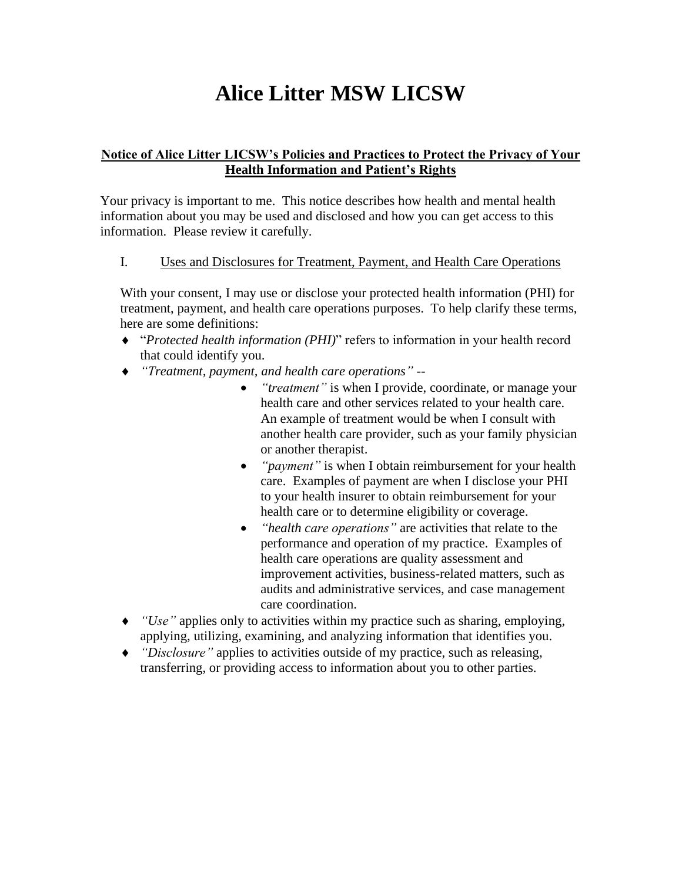# Alice Litter MSW LICSW

**Notice of Alice Litter LICSW's Policies and Practices to Protect the Privacy of Your Health Information and Patient's Rights**

Your privacy is important to me. This notice describes how health and mental health information about you may be used and disclosed and how you can get access to this information. Please review it carefully.

## I. Uses and Disclosures for Treatment, Payment, and Health Care Operations

With your consent, I may use or disclose your protected health information (PHI) for treatment, payment, and health care operations purposes. To help clarify these terms, here are some definitions:

- "*Protected health information (PHI)*" refers to information in your health record that could identify you.
- *"Treatment, payment, and health care operations"* --
  - *"treatment"* is when I provide, coordinate, or manage your health care and other services related to your health care. An example of treatment would be when I consult with another health care provider, such as your family physician or another therapist.
  - *"payment"* is when I obtain reimbursement for your health care. Examples of payment are when I disclose your PHI to your health insurer to obtain reimbursement for your health care or to determine eligibility or coverage.
  - *"health care operations"* are activities that relate to the performance and operation of my practice. Examples of health care operations are quality assessment and improvement activities, business-related matters, such as audits and administrative services, and case management care coordination.
- *"Use"* applies only to activities within my practice such as sharing, employing, applying, utilizing, examining, and analyzing information that identifies you.
- *"Disclosure"* applies to activities outside of my practice, such as releasing, transferring, or providing access to information about you to other parties.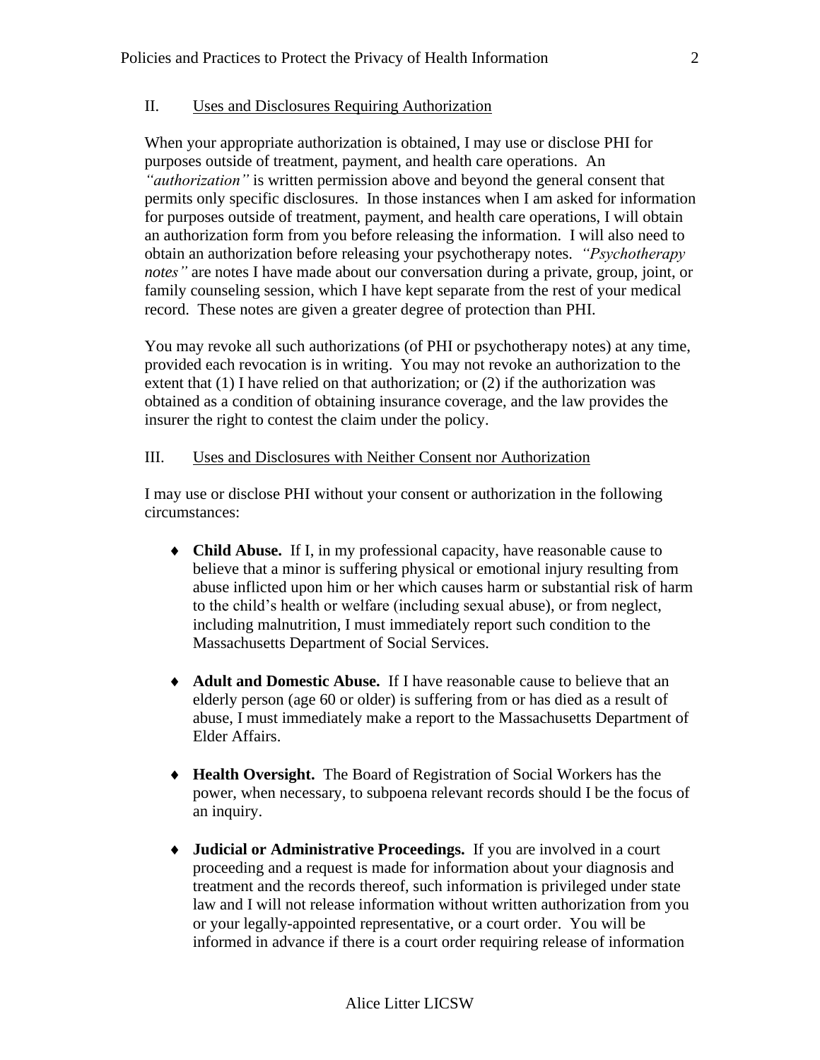## II. Uses and Disclosures Requiring Authorization

When your appropriate authorization is obtained, I may use or disclose PHI for purposes outside of treatment, payment, and health care operations. An *"authorization"* is written permission above and beyond the general consent that permits only specific disclosures. In those instances when I am asked for information for purposes outside of treatment, payment, and health care operations, I will obtain an authorization form from you before releasing the information. I will also need to obtain an authorization before releasing your psychotherapy notes. *"Psychotherapy notes"* are notes I have made about our conversation during a private, group, joint, or family counseling session, which I have kept separate from the rest of your medical record. These notes are given a greater degree of protection than PHI.

You may revoke all such authorizations (of PHI or psychotherapy notes) at any time, provided each revocation is in writing. You may not revoke an authorization to the extent that (1) I have relied on that authorization; or (2) if the authorization was obtained as a condition of obtaining insurance coverage, and the law provides the insurer the right to contest the claim under the policy.

## III. Uses and Disclosures with Neither Consent nor Authorization

I may use or disclose PHI without your consent or authorization in the following circumstances:

- **Child Abuse.** If I, in my professional capacity, have reasonable cause to believe that a minor is suffering physical or emotional injury resulting from abuse inflicted upon him or her which causes harm or substantial risk of harm to the child's health or welfare (including sexual abuse), or from neglect, including malnutrition, I must immediately report such condition to the Massachusetts Department of Social Services.

- **Adult and Domestic Abuse.** If I have reasonable cause to believe that an elderly person (age 60 or older) is suffering from or has died as a result of abuse, I must immediately make a report to the Massachusetts Department of Elder Affairs.

- **Health Oversight.** The Board of Registration of Social Workers has the power, when necessary, to subpoena relevant records should I be the focus of an inquiry.

- **Judicial or Administrative Proceedings.** If you are involved in a court proceeding and a request is made for information about your diagnosis and treatment and the records thereof, such information is privileged under state law and I will not release information without written authorization from you or your legally-appointed representative, or a court order. You will be informed in advance if there is a court order requiring release of information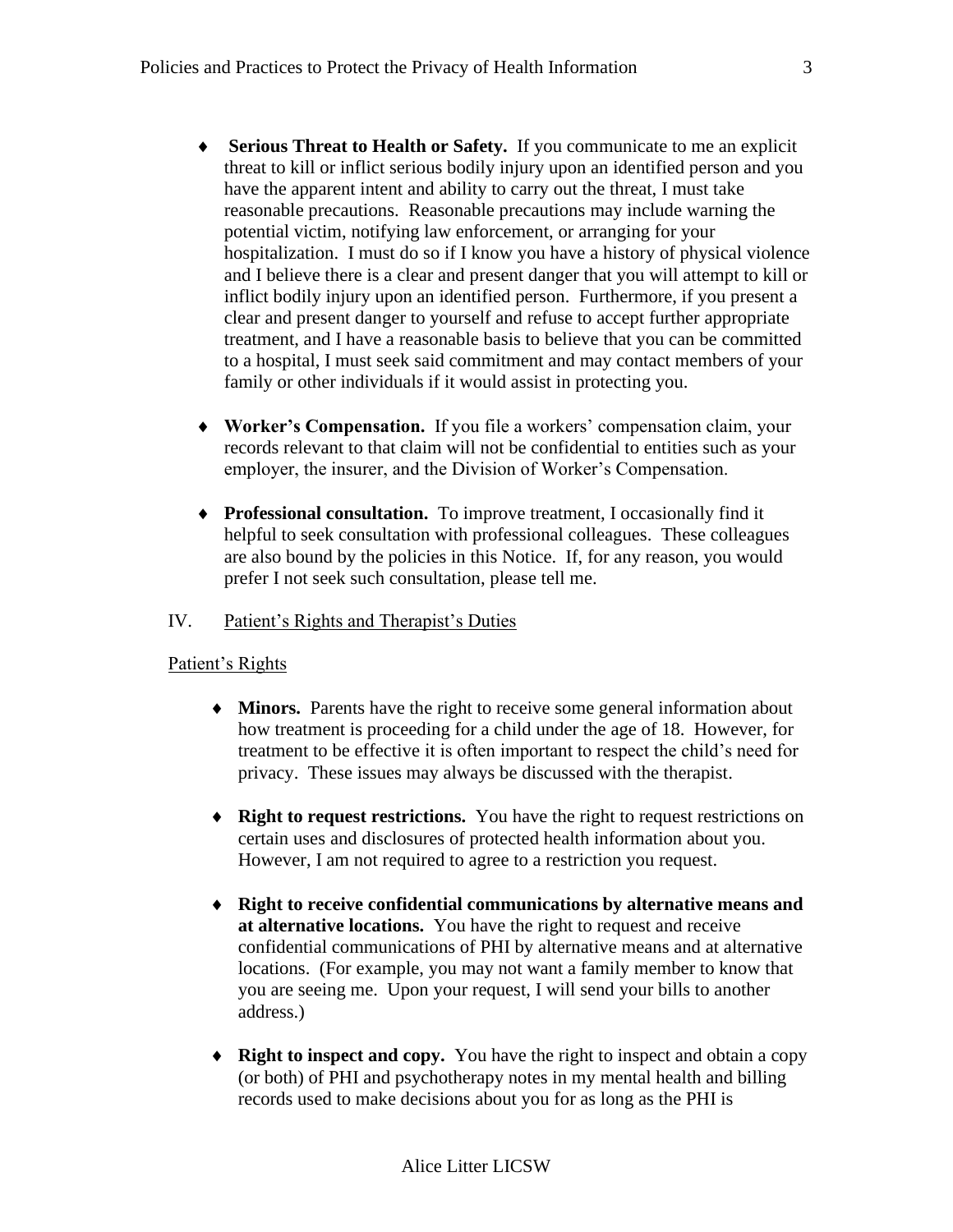- **Serious Threat to Health or Safety.** If you communicate to me an explicit threat to kill or inflict serious bodily injury upon an identified person and you have the apparent intent and ability to carry out the threat, I must take reasonable precautions. Reasonable precautions may include warning the potential victim, notifying law enforcement, or arranging for your hospitalization. I must do so if I know you have a history of physical violence and I believe there is a clear and present danger that you will attempt to kill or inflict bodily injury upon an identified person. Furthermore, if you present a clear and present danger to yourself and refuse to accept further appropriate treatment, and I have a reasonable basis to believe that you can be committed to a hospital, I must seek said commitment and may contact members of your family or other individuals if it would assist in protecting you.

- **Worker's Compensation.** If you file a workers' compensation claim, your records relevant to that claim will not be confidential to entities such as your employer, the insurer, and the Division of Worker's Compensation.

- **Professional consultation.** To improve treatment, I occasionally find it helpful to seek consultation with professional colleagues. These colleagues are also bound by the policies in this Notice. If, for any reason, you would prefer I not seek such consultation, please tell me.

IV. <u>Patient's Rights and Therapist's Duties</u>

<u>Patient's Rights</u>

- **Minors.** Parents have the right to receive some general information about how treatment is proceeding for a child under the age of 18. However, for treatment to be effective it is often important to respect the child's need for privacy. These issues may always be discussed with the therapist.

- **Right to request restrictions.** You have the right to request restrictions on certain uses and disclosures of protected health information about you. However, I am not required to agree to a restriction you request.

- **Right to receive confidential communications by alternative means and at alternative locations.** You have the right to request and receive confidential communications of PHI by alternative means and at alternative locations. (For example, you may not want a family member to know that you are seeing me. Upon your request, I will send your bills to another address.)

- **Right to inspect and copy.** You have the right to inspect and obtain a copy (or both) of PHI and psychotherapy notes in my mental health and billing records used to make decisions about you for as long as the PHI is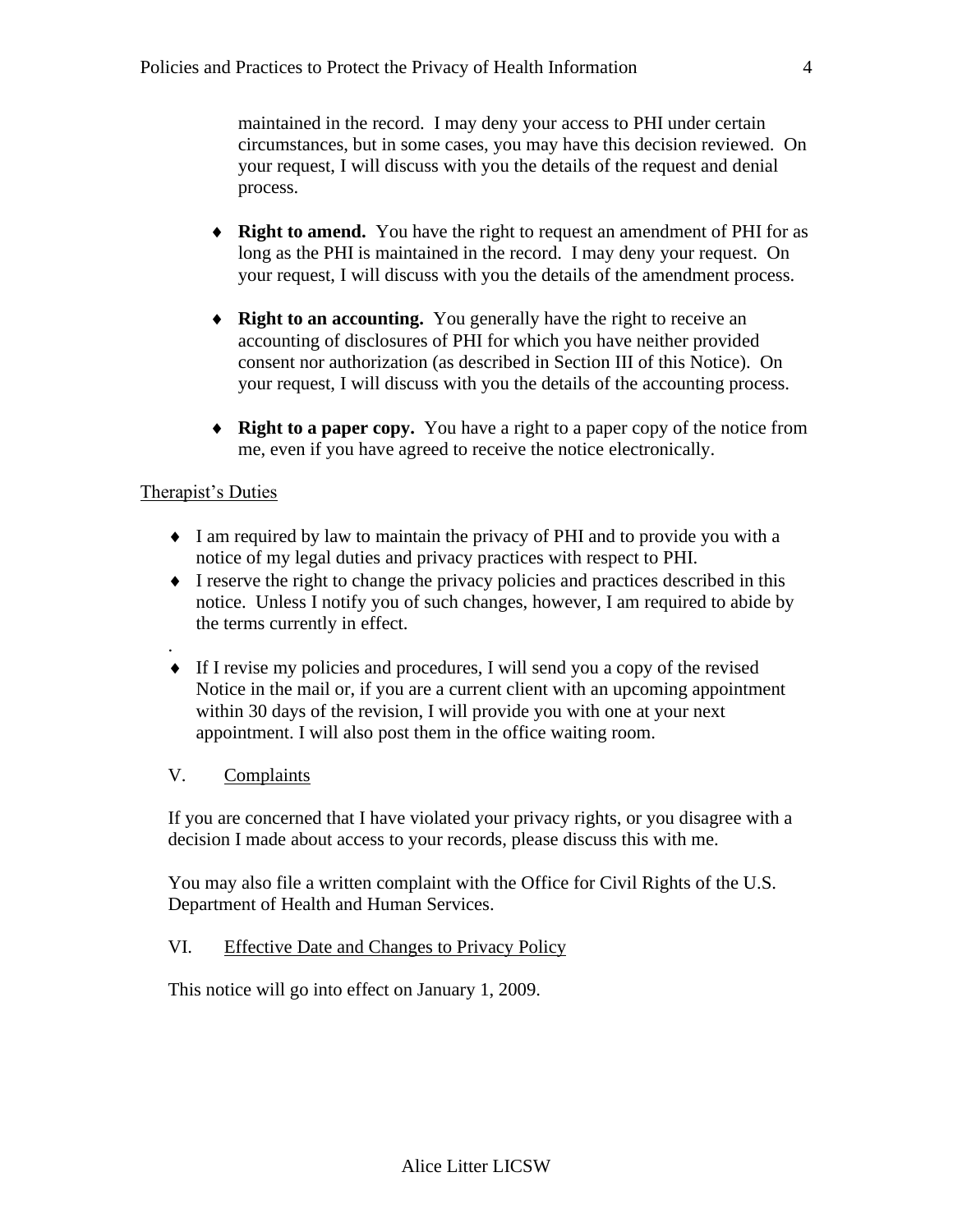maintained in the record. I may deny your access to PHI under certain circumstances, but in some cases, you may have this decision reviewed. On your request, I will discuss with you the details of the request and denial process.

- **Right to amend.** You have the right to request an amendment of PHI for as long as the PHI is maintained in the record. I may deny your request. On your request, I will discuss with you the details of the amendment process.

- **Right to an accounting.** You generally have the right to receive an accounting of disclosures of PHI for which you have neither provided consent nor authorization (as described in Section III of this Notice). On your request, I will discuss with you the details of the accounting process.

- **Right to a paper copy.** You have a right to a paper copy of the notice from me, even if you have agreed to receive the notice electronically.

<u>Therapist's Duties</u>

- I am required by law to maintain the privacy of PHI and to provide you with a notice of my legal duties and privacy practices with respect to PHI.
- I reserve the right to change the privacy policies and practices described in this notice. Unless I notify you of such changes, however, I am required to abide by the terms currently in effect.

.

- If I revise my policies and procedures, I will send you a copy of the revised Notice in the mail or, if you are a current client with an upcoming appointment within 30 days of the revision, I will provide you with one at your next appointment. I will also post them in the office waiting room.

## V. <u>Complaints</u>

If you are concerned that I have violated your privacy rights, or you disagree with a decision I made about access to your records, please discuss this with me.

You may also file a written complaint with the Office for Civil Rights of the U.S. Department of Health and Human Services.

## VI. <u>Effective Date and Changes to Privacy Policy</u>

This notice will go into effect on January 1, 2009.